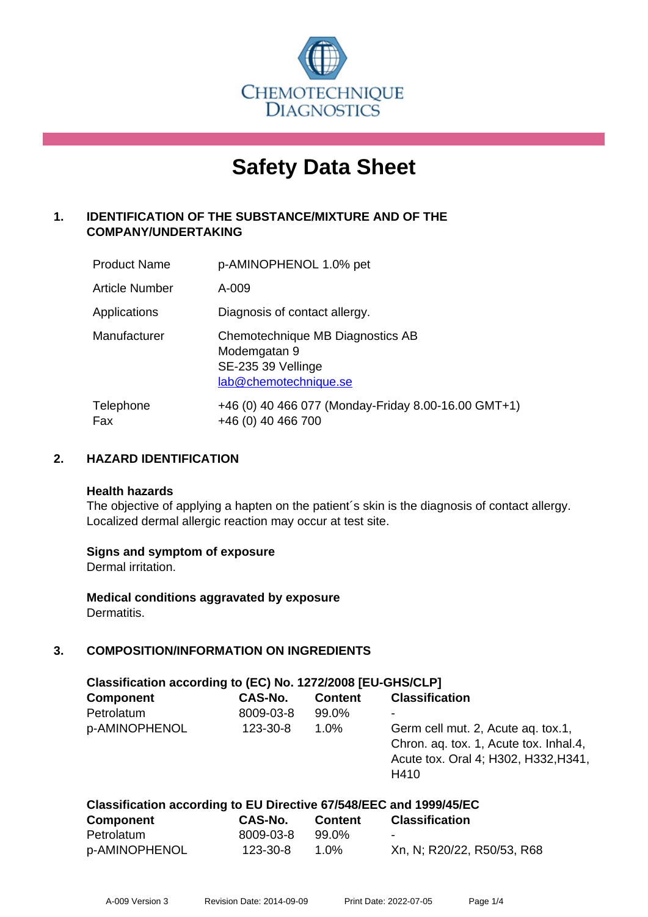CHEMOTECHNIQUE DIAGNOSTICS

# Safety Data Sheet

## 1. IDENTIFICATION OF THE SUBSTANCE/MIXTURE AND OF THE COMPANY/UNDERTAKING

| | |
|---|---|
| Product Name | p-AMINOPHENOL 1.0% pet |
| Article Number | A-009 |
| Applications | Diagnosis of contact allergy. |
| Manufacturer | Chemotechnique MB Diagnostics AB<br>Modemgatan 9<br>SE-235 39 Vellinge<br>lab@chemotechnique.se |
| Telephone<br>Fax | +46 (0) 40 466 077 (Monday-Friday 8.00-16.00 GMT+1)<br>+46 (0) 40 466 700 |

## 2. HAZARD IDENTIFICATION

**Health hazards**

The objective of applying a hapten on the patient´s skin is the diagnosis of contact allergy. Localized dermal allergic reaction may occur at test site.

**Signs and symptom of exposure**

Dermal irritation.

**Medical conditions aggravated by exposure**

Dermatitis.

## 3. COMPOSITION/INFORMATION ON INGREDIENTS

**Classification according to (EC) No. 1272/2008 [EU-GHS/CLP]**

| Component | CAS-No. | Content | Classification |
|---|---|---|---|
| Petrolatum | 8009-03-8 | 99.0% | - |
| p-AMINOPHENOL | 123-30-8 | 1.0% | Germ cell mut. 2, Acute aq. tox.1, Chron. aq. tox. 1, Acute tox. Inhal.4, Acute tox. Oral 4; H302, H332,H341, H410 |

**Classification according to EU Directive 67/548/EEC and 1999/45/EC**

| Component | CAS-No. | Content | Classification |
|---|---|---|---|
| Petrolatum | 8009-03-8 | 99.0% | - |
| p-AMINOPHENOL | 123-30-8 | 1.0% | Xn, N; R20/22, R50/53, R68 |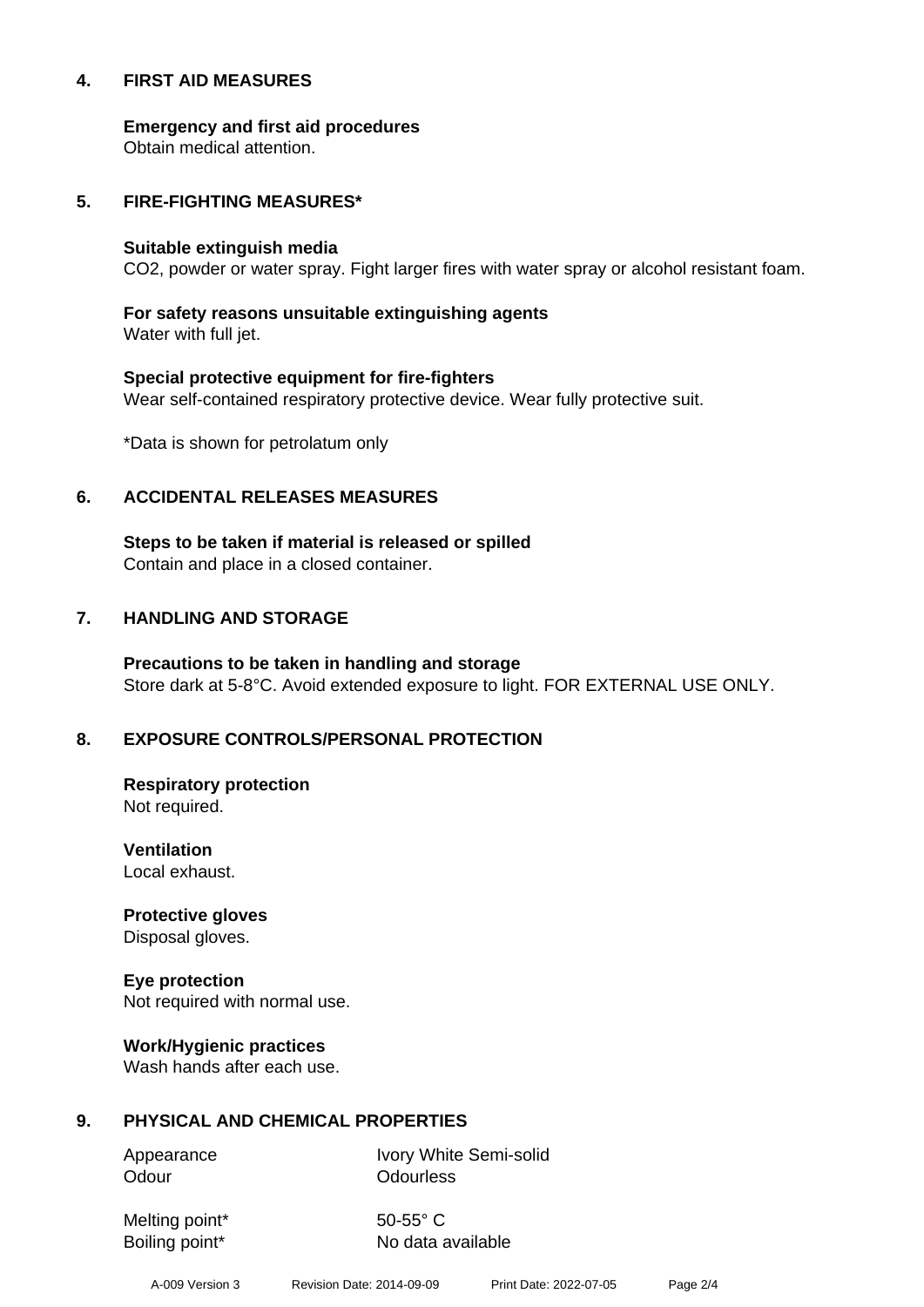## 4. FIRST AID MEASURES

**Emergency and first aid procedures**
Obtain medical attention.

## 5. FIRE-FIGHTING MEASURES*

**Suitable extinguish media**
CO2, powder or water spray. Fight larger fires with water spray or alcohol resistant foam.

**For safety reasons unsuitable extinguishing agents**
Water with full jet.

**Special protective equipment for fire-fighters**
Wear self-contained respiratory protective device. Wear fully protective suit.

*Data is shown for petrolatum only

## 6. ACCIDENTAL RELEASES MEASURES

**Steps to be taken if material is released or spilled**
Contain and place in a closed container.

## 7. HANDLING AND STORAGE

**Precautions to be taken in handling and storage**
Store dark at 5-8°C. Avoid extended exposure to light. FOR EXTERNAL USE ONLY.

## 8. EXPOSURE CONTROLS/PERSONAL PROTECTION

**Respiratory protection**
Not required.

**Ventilation**
Local exhaust.

**Protective gloves**
Disposal gloves.

**Eye protection**
Not required with normal use.

**Work/Hygienic practices**
Wash hands after each use.

## 9. PHYSICAL AND CHEMICAL PROPERTIES

| | |
|---|---|
| Appearance | Ivory White Semi-solid |
| Odour | Odourless |
| Melting point* | 50-55° C |
| Boiling point* | No data available |

A-009 Version 3 Revision Date: 2014-09-09 Print Date: 2022-07-05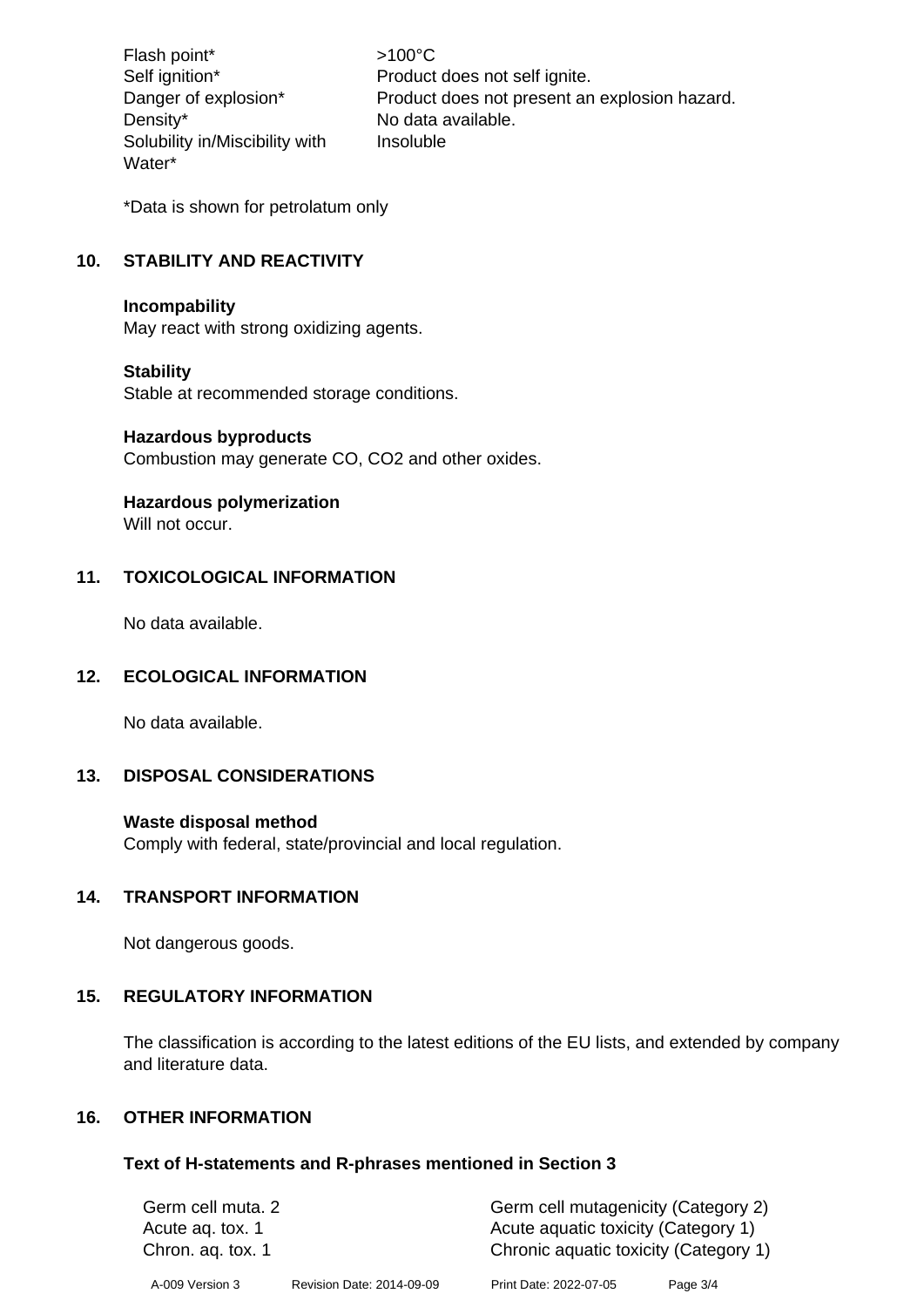| | |
|---|---|
| Flash point* | >100°C |
| Self ignition* | Product does not self ignite. |
| Danger of explosion* | Product does not present an explosion hazard. |
| Density* | No data available. |
| Solubility in/Miscibility with Water* | Insoluble |

*Data is shown for petrolatum only

## 10. STABILITY AND REACTIVITY

**Incompability**
May react with strong oxidizing agents.

**Stability**
Stable at recommended storage conditions.

**Hazardous byproducts**
Combustion may generate CO, $CO_2$ and other oxides.

**Hazardous polymerization**
Will not occur.

## 11. TOXICOLOGICAL INFORMATION

No data available.

## 12. ECOLOGICAL INFORMATION

No data available.

## 13. DISPOSAL CONSIDERATIONS

**Waste disposal method**
Comply with federal, state/provincial and local regulation.

## 14. TRANSPORT INFORMATION

Not dangerous goods.

## 15. REGULATORY INFORMATION

The classification is according to the latest editions of the EU lists, and extended by company and literature data.

## 16. OTHER INFORMATION

**Text of H-statements and R-phrases mentioned in Section 3**

| | |
|---|---|
| Germ cell muta. 2 | Germ cell mutagenicity (Category 2) |
| Acute aq. tox. 1 | Acute aquatic toxicity (Category 1) |
| Chron. aq. tox. 1 | Chronic aquatic toxicity (Category 1) |

A-009 Version 3 Revision Date: 2014-09-09 Print Date: 2022-07-05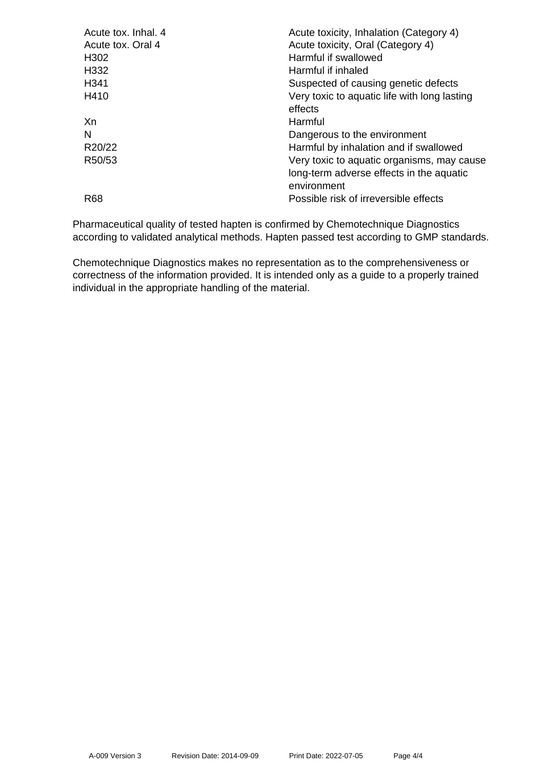| | |
|---|---|
| Acute tox. Inhal. 4 | Acute toxicity, Inhalation (Category 4) |
| Acute tox. Oral 4 | Acute toxicity, Oral (Category 4) |
| H302 | Harmful if swallowed |
| H332 | Harmful if inhaled |
| H341 | Suspected of causing genetic defects |
| H410 | Very toxic to aquatic life with long lasting effects |
| Xn | Harmful |
| N | Dangerous to the environment |
| R20/22 | Harmful by inhalation and if swallowed |
| R50/53 | Very toxic to aquatic organisms, may cause long-term adverse effects in the aquatic environment |
| R68 | Possible risk of irreversible effects |

Pharmaceutical quality of tested hapten is confirmed by Chemotechnique Diagnostics according to validated analytical methods. Hapten passed test according to GMP standards.

Chemotechnique Diagnostics makes no representation as to the comprehensiveness or correctness of the information provided. It is intended only as a guide to a properly trained individual in the appropriate handling of the material.